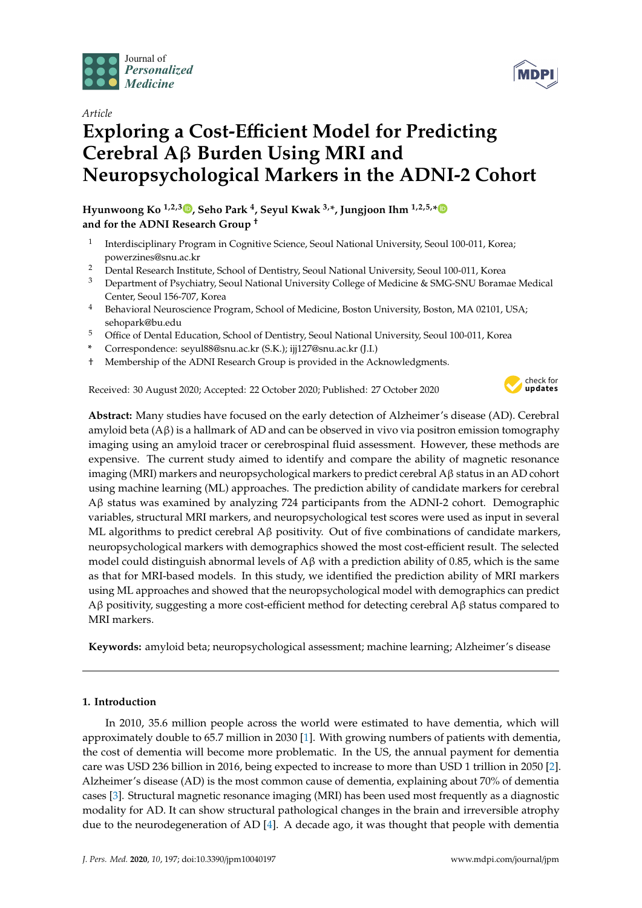*Article*

# Exploring a Cost-Efficient Model for Predicting Cerebral Aβ Burden Using MRI and Neuropsychological Markers in the ADNI-2 Cohort

**Hyunwoong Ko [1,2,3], Seho Park [4], Seyul Kwak [3,*], Jungjoon Ihm [1,2,5,*] and for the ADNI Research Group [†]**

[1] Interdisciplinary Program in Cognitive Science, Seoul National University, Seoul 100-011, Korea; powerzines@snu.ac.kr

[2] Dental Research Institute, School of Dentistry, Seoul National University, Seoul 100-011, Korea

[3] Department of Psychiatry, Seoul National University College of Medicine & SMG-SNU Boramae Medical Center, Seoul 156-707, Korea

[4] Behavioral Neuroscience Program, School of Medicine, Boston University, Boston, MA 02101, USA; sehopark@bu.edu

[5] Office of Dental Education, School of Dentistry, Seoul National University, Seoul 100-011, Korea

\* Correspondence: seyul88@snu.ac.kr (S.K.); ijj127@snu.ac.kr (J.I.)

† Membership of the ADNI Research Group is provided in the Acknowledgments.

Received: 30 August 2020; Accepted: 22 October 2020; Published: 27 October 2020

**Abstract:** Many studies have focused on the early detection of Alzheimer's disease (AD). Cerebral amyloid beta (Aβ) is a hallmark of AD and can be observed in vivo via positron emission tomography imaging using an amyloid tracer or cerebrospinal fluid assessment. However, these methods are expensive. The current study aimed to identify and compare the ability of magnetic resonance imaging (MRI) markers and neuropsychological markers to predict cerebral Aβ status in an AD cohort using machine learning (ML) approaches. The prediction ability of candidate markers for cerebral Aβ status was examined by analyzing 724 participants from the ADNI-2 cohort. Demographic variables, structural MRI markers, and neuropsychological test scores were used as input in several ML algorithms to predict cerebral Aβ positivity. Out of five combinations of candidate markers, neuropsychological markers with demographics showed the most cost-efficient result. The selected model could distinguish abnormal levels of Aβ with a prediction ability of 0.85, which is the same as that for MRI-based models. In this study, we identified the prediction ability of MRI markers using ML approaches and showed that the neuropsychological model with demographics can predict Aβ positivity, suggesting a more cost-efficient method for detecting cerebral Aβ status compared to MRI markers.

**Keywords:** amyloid beta; neuropsychological assessment; machine learning; Alzheimer's disease

## 1. Introduction

In 2010, 35.6 million people across the world were estimated to have dementia, which will approximately double to 65.7 million in 2030 [1]. With growing numbers of patients with dementia, the cost of dementia will become more problematic. In the US, the annual payment for dementia care was USD 236 billion in 2016, being expected to increase to more than USD 1 trillion in 2050 [2]. Alzheimer's disease (AD) is the most common cause of dementia, explaining about 70% of dementia cases [3]. Structural magnetic resonance imaging (MRI) has been used most frequently as a diagnostic modality for AD. It can show structural pathological changes in the brain and irreversible atrophy due to the neurodegeneration of AD [4]. A decade ago, it was thought that people with dementia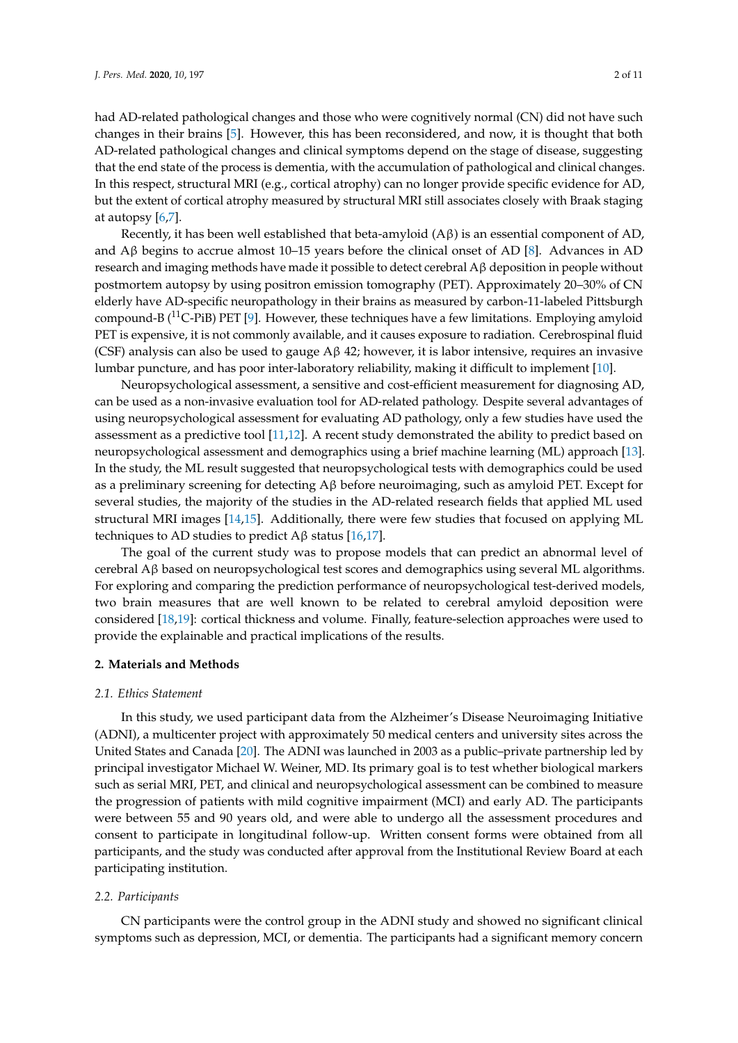had AD-related pathological changes and those who were cognitively normal (CN) did not have such changes in their brains [5]. However, this has been reconsidered, and now, it is thought that both AD-related pathological changes and clinical symptoms depend on the stage of disease, suggesting that the end state of the process is dementia, with the accumulation of pathological and clinical changes. In this respect, structural MRI (e.g., cortical atrophy) can no longer provide specific evidence for AD, but the extent of cortical atrophy measured by structural MRI still associates closely with Braak staging at autopsy [6,7].

Recently, it has been well established that beta-amyloid (Aβ) is an essential component of AD, and Aβ begins to accrue almost 10–15 years before the clinical onset of AD [8]. Advances in AD research and imaging methods have made it possible to detect cerebral Aβ deposition in people without postmortem autopsy by using positron emission tomography (PET). Approximately 20–30% of CN elderly have AD-specific neuropathology in their brains as measured by carbon-11-labeled Pittsburgh compound-B ($^{11}$C-PiB) PET [9]. However, these techniques have a few limitations. Employing amyloid PET is expensive, it is not commonly available, and it causes exposure to radiation. Cerebrospinal fluid (CSF) analysis can also be used to gauge Aβ 42; however, it is labor intensive, requires an invasive lumbar puncture, and has poor inter-laboratory reliability, making it difficult to implement [10].

Neuropsychological assessment, a sensitive and cost-efficient measurement for diagnosing AD, can be used as a non-invasive evaluation tool for AD-related pathology. Despite several advantages of using neuropsychological assessment for evaluating AD pathology, only a few studies have used the assessment as a predictive tool [11,12]. A recent study demonstrated the ability to predict based on neuropsychological assessment and demographics using a brief machine learning (ML) approach [13]. In the study, the ML result suggested that neuropsychological tests with demographics could be used as a preliminary screening for detecting Aβ before neuroimaging, such as amyloid PET. Except for several studies, the majority of the studies in the AD-related research fields that applied ML used structural MRI images [14,15]. Additionally, there were few studies that focused on applying ML techniques to AD studies to predict Aβ status [16,17].

The goal of the current study was to propose models that can predict an abnormal level of cerebral Aβ based on neuropsychological test scores and demographics using several ML algorithms. For exploring and comparing the prediction performance of neuropsychological test-derived models, two brain measures that are well known to be related to cerebral amyloid deposition were considered [18,19]: cortical thickness and volume. Finally, feature-selection approaches were used to provide the explainable and practical implications of the results.

## 2. Materials and Methods

### 2.1. Ethics Statement

In this study, we used participant data from the Alzheimer's Disease Neuroimaging Initiative (ADNI), a multicenter project with approximately 50 medical centers and university sites across the United States and Canada [20]. The ADNI was launched in 2003 as a public–private partnership led by principal investigator Michael W. Weiner, MD. Its primary goal is to test whether biological markers such as serial MRI, PET, and clinical and neuropsychological assessment can be combined to measure the progression of patients with mild cognitive impairment (MCI) and early AD. The participants were between 55 and 90 years old, and were able to undergo all the assessment procedures and consent to participate in longitudinal follow-up. Written consent forms were obtained from all participants, and the study was conducted after approval from the Institutional Review Board at each participating institution.

### 2.2. Participants

CN participants were the control group in the ADNI study and showed no significant clinical symptoms such as depression, MCI, or dementia. The participants had a significant memory concern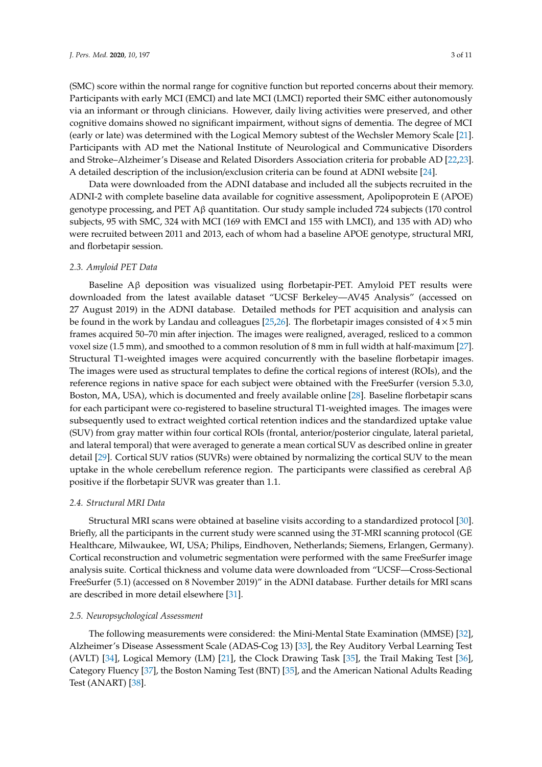(SMC) score within the normal range for cognitive function but reported concerns about their memory. Participants with early MCI (EMCI) and late MCI (LMCI) reported their SMC either autonomously via an informant or through clinicians. However, daily living activities were preserved, and other cognitive domains showed no significant impairment, without signs of dementia. The degree of MCI (early or late) was determined with the Logical Memory subtest of the Wechsler Memory Scale [21]. Participants with AD met the National Institute of Neurological and Communicative Disorders and Stroke–Alzheimer's Disease and Related Disorders Association criteria for probable AD [22,23]. A detailed description of the inclusion/exclusion criteria can be found at ADNI website [24].

Data were downloaded from the ADNI database and included all the subjects recruited in the ADNI-2 with complete baseline data available for cognitive assessment, Apolipoprotein E (APOE) genotype processing, and PET Aβ quantitation. Our study sample included 724 subjects (170 control subjects, 95 with SMC, 324 with MCI (169 with EMCI and 155 with LMCI), and 135 with AD) who were recruited between 2011 and 2013, each of whom had a baseline APOE genotype, structural MRI, and florbetapir session.

### *2.3. Amyloid PET Data*

Baseline Aβ deposition was visualized using florbetapir-PET. Amyloid PET results were downloaded from the latest available dataset "UCSF Berkeley—AV45 Analysis" (accessed on 27 August 2019) in the ADNI database. Detailed methods for PET acquisition and analysis can be found in the work by Landau and colleagues [25,26]. The florbetapir images consisted of $4 \times 5$ min frames acquired 50–70 min after injection. The images were realigned, averaged, resliced to a common voxel size (1.5 mm), and smoothed to a common resolution of 8 mm in full width at half-maximum [27]. Structural T1-weighted images were acquired concurrently with the baseline florbetapir images. The images were used as structural templates to define the cortical regions of interest (ROIs), and the reference regions in native space for each subject were obtained with the FreeSurfer (version 5.3.0, Boston, MA, USA), which is documented and freely available online [28]. Baseline florbetapir scans for each participant were co-registered to baseline structural T1-weighted images. The images were subsequently used to extract weighted cortical retention indices and the standardized uptake value (SUV) from gray matter within four cortical ROIs (frontal, anterior/posterior cingulate, lateral parietal, and lateral temporal) that were averaged to generate a mean cortical SUV as described online in greater detail [29]. Cortical SUV ratios (SUVRs) were obtained by normalizing the cortical SUV to the mean uptake in the whole cerebellum reference region. The participants were classified as cerebral Aβ positive if the florbetapir SUVR was greater than 1.1.

### *2.4. Structural MRI Data*

Structural MRI scans were obtained at baseline visits according to a standardized protocol [30]. Briefly, all the participants in the current study were scanned using the 3T-MRI scanning protocol (GE Healthcare, Milwaukee, WI, USA; Philips, Eindhoven, Netherlands; Siemens, Erlangen, Germany). Cortical reconstruction and volumetric segmentation were performed with the same FreeSurfer image analysis suite. Cortical thickness and volume data were downloaded from "UCSF—Cross-Sectional FreeSurfer (5.1) (accessed on 8 November 2019)" in the ADNI database. Further details for MRI scans are described in more detail elsewhere [31].

### *2.5. Neuropsychological Assessment*

The following measurements were considered: the Mini-Mental State Examination (MMSE) [32], Alzheimer's Disease Assessment Scale (ADAS-Cog 13) [33], the Rey Auditory Verbal Learning Test (AVLT) [34], Logical Memory (LM) [21], the Clock Drawing Task [35], the Trail Making Test [36], Category Fluency [37], the Boston Naming Test (BNT) [35], and the American National Adults Reading Test (ANART) [38].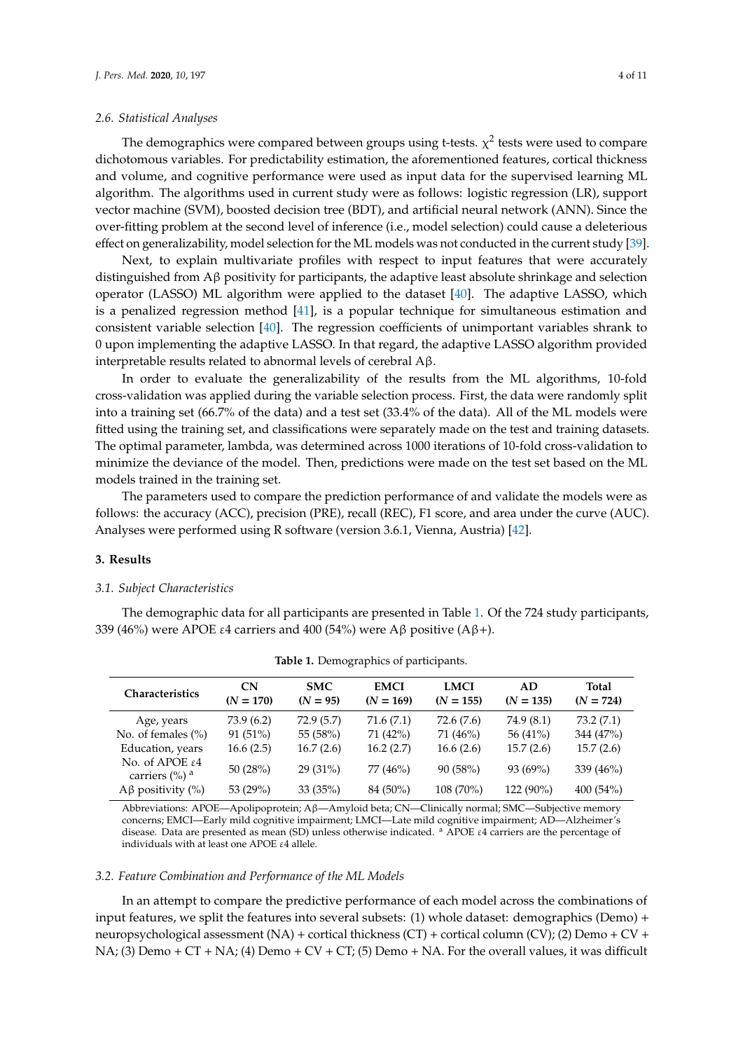### 2.6. Statistical Analyses

The demographics were compared between groups using t-tests. $\chi^2$ tests were used to compare dichotomous variables. For predictability estimation, the aforementioned features, cortical thickness and volume, and cognitive performance were used as input data for the supervised learning ML algorithm. The algorithms used in current study were as follows: logistic regression (LR), support vector machine (SVM), boosted decision tree (BDT), and artificial neural network (ANN). Since the over-fitting problem at the second level of inference (i.e., model selection) could cause a deleterious effect on generalizability, model selection for the ML models was not conducted in the current study [39].

Next, to explain multivariate profiles with respect to input features that were accurately distinguished from Aβ positivity for participants, the adaptive least absolute shrinkage and selection operator (LASSO) ML algorithm were applied to the dataset [40]. The adaptive LASSO, which is a penalized regression method [41], is a popular technique for simultaneous estimation and consistent variable selection [40]. The regression coefficients of unimportant variables shrank to 0 upon implementing the adaptive LASSO. In that regard, the adaptive LASSO algorithm provided interpretable results related to abnormal levels of cerebral Aβ.

In order to evaluate the generalizability of the results from the ML algorithms, 10-fold cross-validation was applied during the variable selection process. First, the data were randomly split into a training set (66.7% of the data) and a test set (33.4% of the data). All of the ML models were fitted using the training set, and classifications were separately made on the test and training datasets. The optimal parameter, lambda, was determined across 1000 iterations of 10-fold cross-validation to minimize the deviance of the model. Then, predictions were made on the test set based on the ML models trained in the training set.

The parameters used to compare the prediction performance of and validate the models were as follows: the accuracy (ACC), precision (PRE), recall (REC), F1 score, and area under the curve (AUC). Analyses were performed using R software (version 3.6.1, Vienna, Austria) [42].

## 3. Results

### 3.1. Subject Characteristics

The demographic data for all participants are presented in Table 1. Of the 724 study participants, 339 (46%) were APOE ε4 carriers and 400 (54%) were Aβ positive (Aβ+).

**Table 1.** Demographics of participants.

| Characteristics | CN (N = 170) | SMC (N = 95) | EMCI (N = 169) | LMCI (N = 155) | AD (N = 135) | Total (N = 724) |
|---|---|---|---|---|---|---|
| Age, years | 73.9 (6.2) | 72.9 (5.7) | 71.6 (7.1) | 72.6 (7.6) | 74.9 (8.1) | 73.2 (7.1) |
| No. of females (%) | 91 (51%) | 55 (58%) | 71 (42%) | 71 (46%) | 56 (41%) | 344 (47%) |
| Education, years | 16.6 (2.5) | 16.7 (2.6) | 16.2 (2.7) | 16.6 (2.6) | 15.7 (2.6) | 15.7 (2.6) |
| No. of APOE ε4 carriers (%) [a] | 50 (28%) | 29 (31%) | 77 (46%) | 90 (58%) | 93 (69%) | 339 (46%) |
| Aβ positivity (%) | 53 (29%) | 33 (35%) | 84 (50%) | 108 (70%) | 122 (90%) | 400 (54%) |

Abbreviations: APOE—Apolipoprotein; Aβ—Amyloid beta; CN—Clinically normal; SMC—Subjective memory concerns; EMCI—Early mild cognitive impairment; LMCI—Late mild cognitive impairment; AD—Alzheimer's disease. Data are presented as mean (SD) unless otherwise indicated. [a] APOE ε4 carriers are the percentage of individuals with at least one APOE ε4 allele.

### 3.2. Feature Combination and Performance of the ML Models

In an attempt to compare the predictive performance of each model across the combinations of input features, we split the features into several subsets: (1) whole dataset: demographics (Demo) + neuropsychological assessment (NA) + cortical thickness (CT) + cortical column (CV); (2) Demo + CV + NA; (3) Demo + CT + NA; (4) Demo + CV + CT; (5) Demo + NA. For the overall values, it was difficult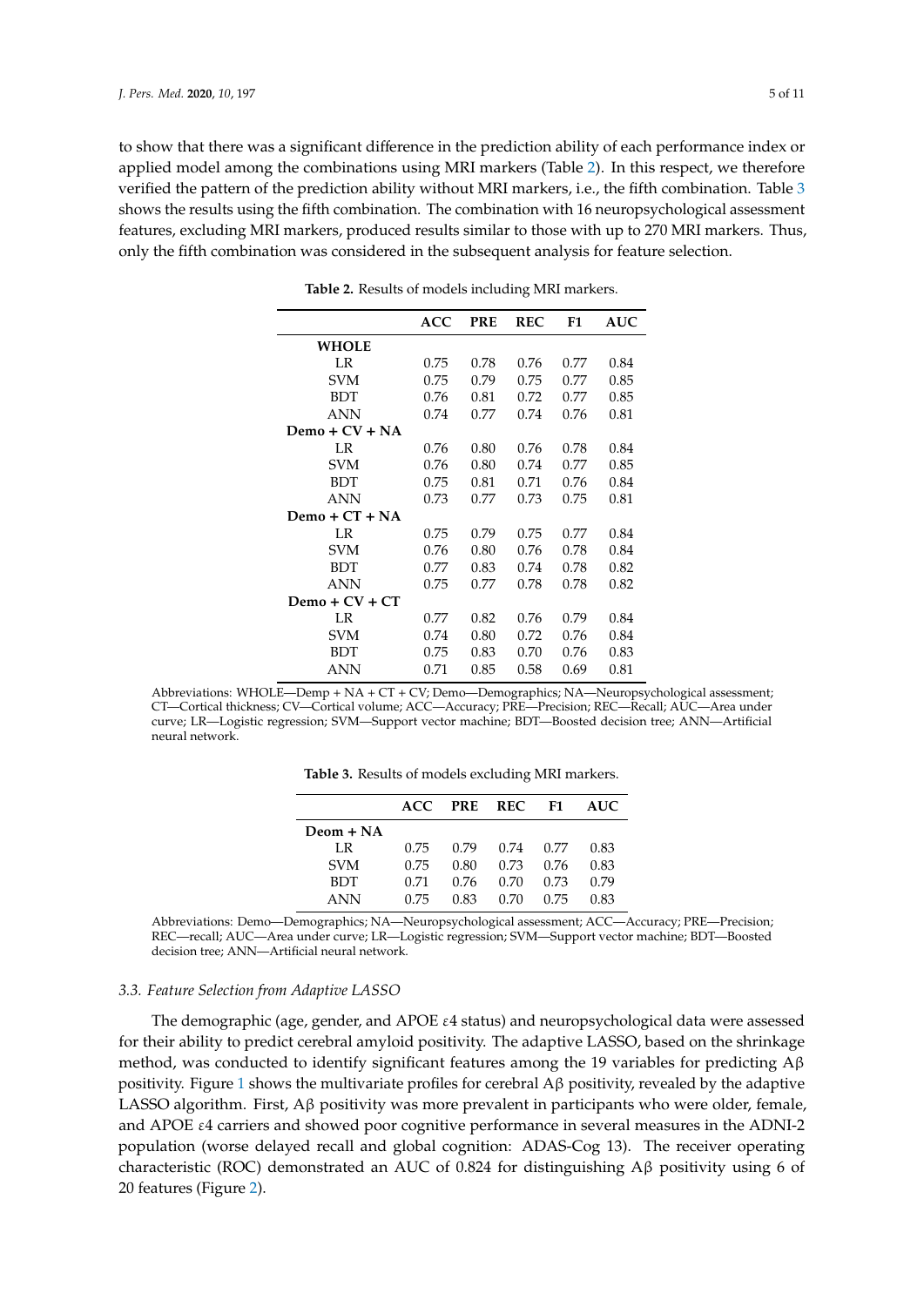to show that there was a significant difference in the prediction ability of each performance index or applied model among the combinations using MRI markers (Table 2). In this respect, we therefore verified the pattern of the prediction ability without MRI markers, i.e., the fifth combination. Table 3 shows the results using the fifth combination. The combination with 16 neuropsychological assessment features, excluding MRI markers, produced results similar to those with up to 270 MRI markers. Thus, only the fifth combination was considered in the subsequent analysis for feature selection.

**Table 2.** Results of models including MRI markers.

| | ACC | PRE | REC | F1 | AUC |
|---|---|---|---|---|---|
| **WHOLE** | | | | | |
| LR | 0.75 | 0.78 | 0.76 | 0.77 | 0.84 |
| SVM | 0.75 | 0.79 | 0.75 | 0.77 | 0.85 |
| BDT | 0.76 | 0.81 | 0.72 | 0.77 | 0.85 |
| ANN | 0.74 | 0.77 | 0.74 | 0.76 | 0.81 |
| **Demo + CV + NA** | | | | | |
| LR | 0.76 | 0.80 | 0.76 | 0.78 | 0.84 |
| SVM | 0.76 | 0.80 | 0.74 | 0.77 | 0.85 |
| BDT | 0.75 | 0.81 | 0.71 | 0.76 | 0.84 |
| ANN | 0.73 | 0.77 | 0.73 | 0.75 | 0.81 |
| **Demo + CT + NA** | | | | | |
| LR | 0.75 | 0.79 | 0.75 | 0.77 | 0.84 |
| SVM | 0.76 | 0.80 | 0.76 | 0.78 | 0.84 |
| BDT | 0.77 | 0.83 | 0.74 | 0.78 | 0.82 |
| ANN | 0.75 | 0.77 | 0.78 | 0.78 | 0.82 |
| **Demo + CV + CT** | | | | | |
| LR | 0.77 | 0.82 | 0.76 | 0.79 | 0.84 |
| SVM | 0.74 | 0.80 | 0.72 | 0.76 | 0.84 |
| BDT | 0.75 | 0.83 | 0.70 | 0.76 | 0.83 |
| ANN | 0.71 | 0.85 | 0.58 | 0.69 | 0.81 |

Abbreviations: WHOLE—Demp + NA + CT + CV; Demo—Demographics; NA—Neuropsychological assessment; CT—Cortical thickness; CV—Cortical volume; ACC—Accuracy; PRE—Precision; REC—Recall; AUC—Area under curve; LR—Logistic regression; SVM—Support vector machine; BDT—Boosted decision tree; ANN—Artificial neural network.

**Table 3.** Results of models excluding MRI markers.

| | ACC | PRE | REC | F1 | AUC |
|---|---|---|---|---|---|
| **Deom + NA** | | | | | |
| LR | 0.75 | 0.79 | 0.74 | 0.77 | 0.83 |
| SVM | 0.75 | 0.80 | 0.73 | 0.76 | 0.83 |
| BDT | 0.71 | 0.76 | 0.70 | 0.73 | 0.79 |
| ANN | 0.75 | 0.83 | 0.70 | 0.75 | 0.83 |

Abbreviations: Demo—Demographics; NA—Neuropsychological assessment; ACC—Accuracy; PRE—Precision; REC—recall; AUC—Area under curve; LR—Logistic regression; SVM—Support vector machine; BDT—Boosted decision tree; ANN—Artificial neural network.

### 3.3. Feature Selection from Adaptive LASSO

The demographic (age, gender, and APOE ε4 status) and neuropsychological data were assessed for their ability to predict cerebral amyloid positivity. The adaptive LASSO, based on the shrinkage method, was conducted to identify significant features among the 19 variables for predicting Aβ positivity. Figure 1 shows the multivariate profiles for cerebral Aβ positivity, revealed by the adaptive LASSO algorithm. First, Aβ positivity was more prevalent in participants who were older, female, and APOE ε4 carriers and showed poor cognitive performance in several measures in the ADNI-2 population (worse delayed recall and global cognition: ADAS-Cog 13). The receiver operating characteristic (ROC) demonstrated an AUC of 0.824 for distinguishing Aβ positivity using 6 of 20 features (Figure 2).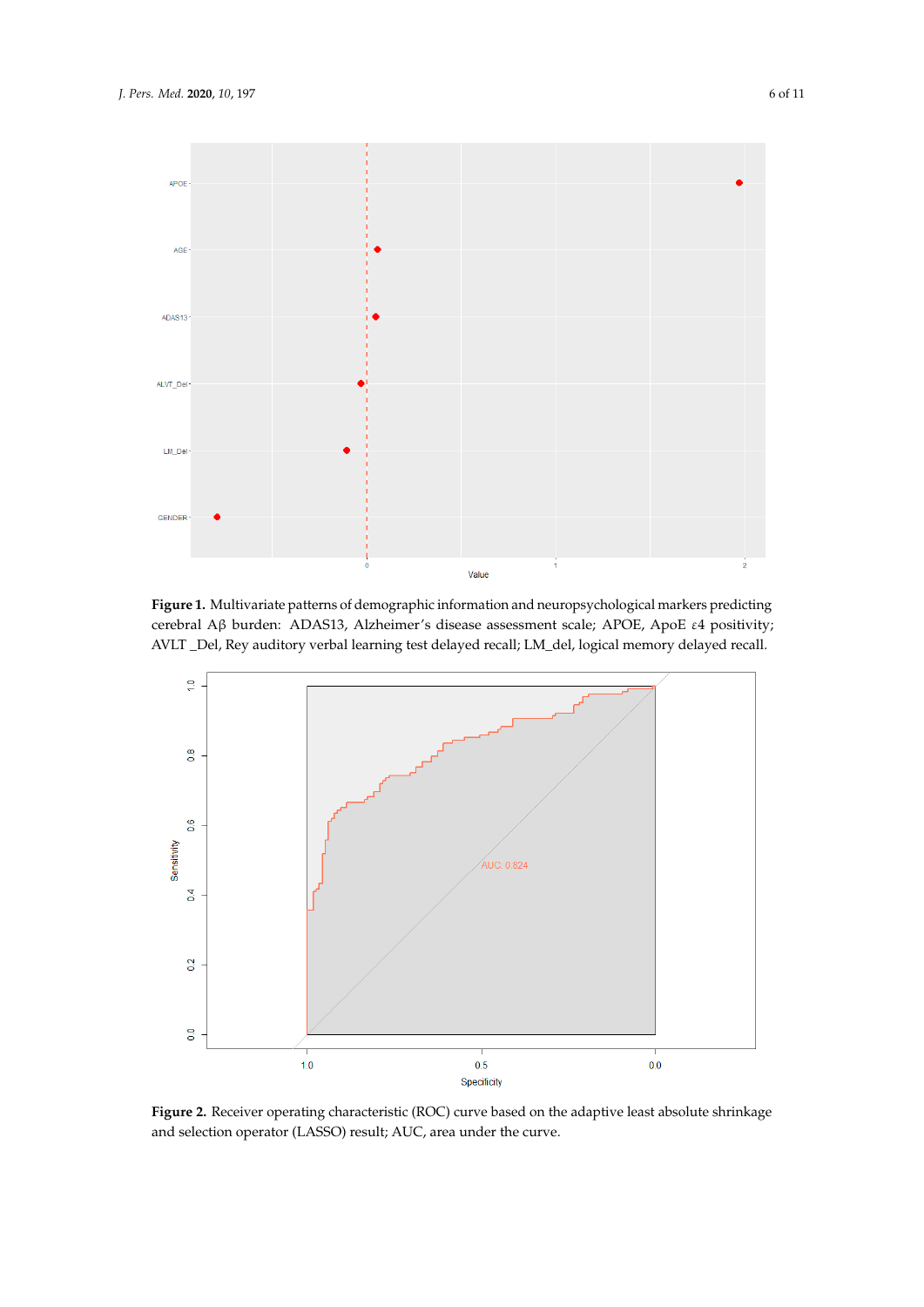**Figure 1.** Multivariate patterns of demographic information and neuropsychological markers predicting cerebral Aβ burden: ADAS13, Alzheimer's disease assessment scale; APOE, ApoE ε4 positivity; AVLT _Del, Rey auditory verbal learning test delayed recall; LM_del, logical memory delayed recall.

**Figure 2.** Receiver operating characteristic (ROC) curve based on the adaptive least absolute shrinkage and selection operator (LASSO) result; AUC, area under the curve.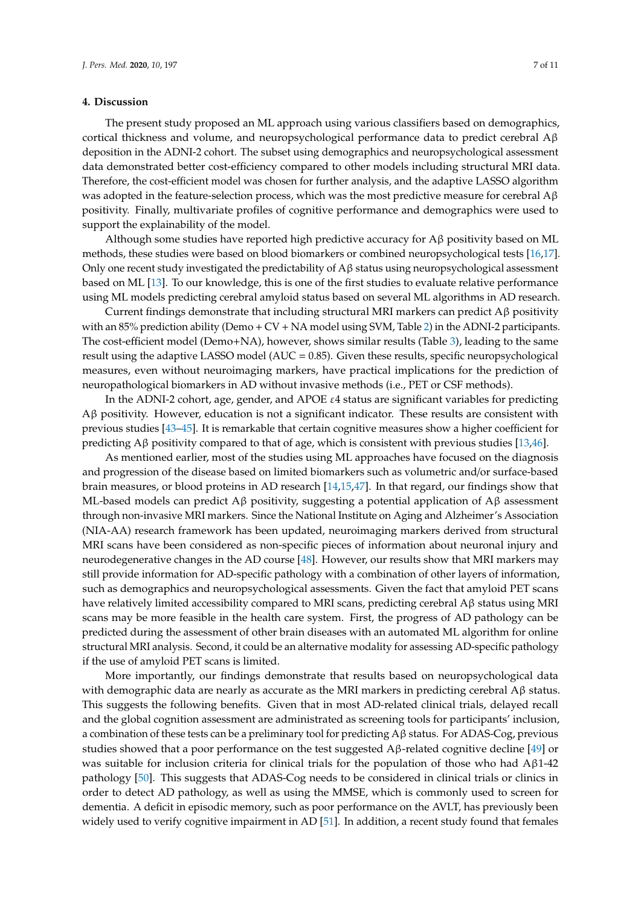## 4. Discussion

The present study proposed an ML approach using various classifiers based on demographics, cortical thickness and volume, and neuropsychological performance data to predict cerebral Aβ deposition in the ADNI-2 cohort. The subset using demographics and neuropsychological assessment data demonstrated better cost-efficiency compared to other models including structural MRI data. Therefore, the cost-efficient model was chosen for further analysis, and the adaptive LASSO algorithm was adopted in the feature-selection process, which was the most predictive measure for cerebral Aβ positivity. Finally, multivariate profiles of cognitive performance and demographics were used to support the explainability of the model.

Although some studies have reported high predictive accuracy for Aβ positivity based on ML methods, these studies were based on blood biomarkers or combined neuropsychological tests [16,17]. Only one recent study investigated the predictability of Aβ status using neuropsychological assessment based on ML [13]. To our knowledge, this is one of the first studies to evaluate relative performance using ML models predicting cerebral amyloid status based on several ML algorithms in AD research.

Current findings demonstrate that including structural MRI markers can predict Aβ positivity with an 85% prediction ability (Demo + CV + NA model using SVM, Table 2) in the ADNI-2 participants. The cost-efficient model (Demo+NA), however, shows similar results (Table 3), leading to the same result using the adaptive LASSO model (AUC = 0.85). Given these results, specific neuropsychological measures, even without neuroimaging markers, have practical implications for the prediction of neuropathological biomarkers in AD without invasive methods (i.e., PET or CSF methods).

In the ADNI-2 cohort, age, gender, and APOE $\varepsilon 4$ status are significant variables for predicting Aβ positivity. However, education is not a significant indicator. These results are consistent with previous studies [43–45]. It is remarkable that certain cognitive measures show a higher coefficient for predicting Aβ positivity compared to that of age, which is consistent with previous studies [13,46].

As mentioned earlier, most of the studies using ML approaches have focused on the diagnosis and progression of the disease based on limited biomarkers such as volumetric and/or surface-based brain measures, or blood proteins in AD research [14,15,47]. In that regard, our findings show that ML-based models can predict Aβ positivity, suggesting a potential application of Aβ assessment through non-invasive MRI markers. Since the National Institute on Aging and Alzheimer's Association (NIA-AA) research framework has been updated, neuroimaging markers derived from structural MRI scans have been considered as non-specific pieces of information about neuronal injury and neurodegenerative changes in the AD course [48]. However, our results show that MRI markers may still provide information for AD-specific pathology with a combination of other layers of information, such as demographics and neuropsychological assessments. Given the fact that amyloid PET scans have relatively limited accessibility compared to MRI scans, predicting cerebral Aβ status using MRI scans may be more feasible in the health care system. First, the progress of AD pathology can be predicted during the assessment of other brain diseases with an automated ML algorithm for online structural MRI analysis. Second, it could be an alternative modality for assessing AD-specific pathology if the use of amyloid PET scans is limited.

More importantly, our findings demonstrate that results based on neuropsychological data with demographic data are nearly as accurate as the MRI markers in predicting cerebral Aβ status. This suggests the following benefits. Given that in most AD-related clinical trials, delayed recall and the global cognition assessment are administrated as screening tools for participants' inclusion, a combination of these tests can be a preliminary tool for predicting Aβ status. For ADAS-Cog, previous studies showed that a poor performance on the test suggested Aβ-related cognitive decline [49] or was suitable for inclusion criteria for clinical trials for the population of those who had Aβ1-42 pathology [50]. This suggests that ADAS-Cog needs to be considered in clinical trials or clinics in order to detect AD pathology, as well as using the MMSE, which is commonly used to screen for dementia. A deficit in episodic memory, such as poor performance on the AVLT, has previously been widely used to verify cognitive impairment in AD [51]. In addition, a recent study found that females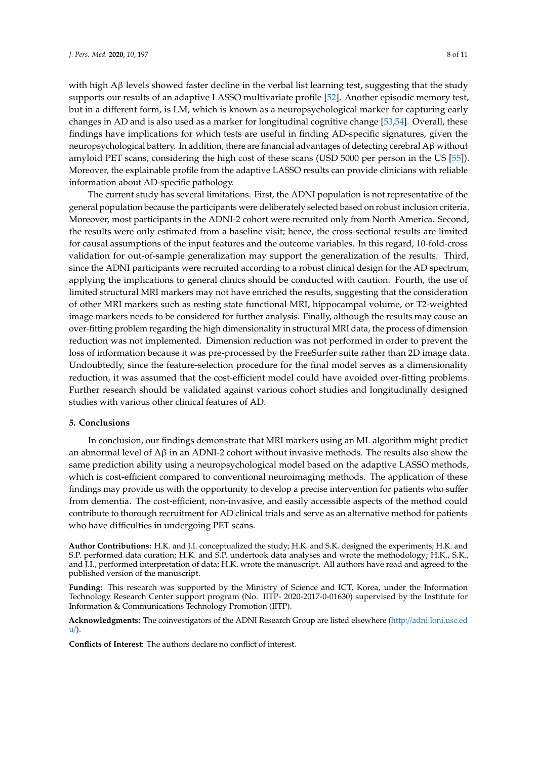with high Aβ levels showed faster decline in the verbal list learning test, suggesting that the study supports our results of an adaptive LASSO multivariate profile [52]. Another episodic memory test, but in a different form, is LM, which is known as a neuropsychological marker for capturing early changes in AD and is also used as a marker for longitudinal cognitive change [53,54]. Overall, these findings have implications for which tests are useful in finding AD-specific signatures, given the neuropsychological battery. In addition, there are financial advantages of detecting cerebral Aβ without amyloid PET scans, considering the high cost of these scans (USD 5000 per person in the US [55]). Moreover, the explainable profile from the adaptive LASSO results can provide clinicians with reliable information about AD-specific pathology.

The current study has several limitations. First, the ADNI population is not representative of the general population because the participants were deliberately selected based on robust inclusion criteria. Moreover, most participants in the ADNI-2 cohort were recruited only from North America. Second, the results were only estimated from a baseline visit; hence, the cross-sectional results are limited for causal assumptions of the input features and the outcome variables. In this regard, 10-fold-cross validation for out-of-sample generalization may support the generalization of the results. Third, since the ADNI participants were recruited according to a robust clinical design for the AD spectrum, applying the implications to general clinics should be conducted with caution. Fourth, the use of limited structural MRI markers may not have enriched the results, suggesting that the consideration of other MRI markers such as resting state functional MRI, hippocampal volume, or T2-weighted image markers needs to be considered for further analysis. Finally, although the results may cause an over-fitting problem regarding the high dimensionality in structural MRI data, the process of dimension reduction was not implemented. Dimension reduction was not performed in order to prevent the loss of information because it was pre-processed by the FreeSurfer suite rather than 2D image data. Undoubtedly, since the feature-selection procedure for the final model serves as a dimensionality reduction, it was assumed that the cost-efficient model could have avoided over-fitting problems. Further research should be validated against various cohort studies and longitudinally designed studies with various other clinical features of AD.

## 5. Conclusions

In conclusion, our findings demonstrate that MRI markers using an ML algorithm might predict an abnormal level of Aβ in an ADNI-2 cohort without invasive methods. The results also show the same prediction ability using a neuropsychological model based on the adaptive LASSO methods, which is cost-efficient compared to conventional neuroimaging methods. The application of these findings may provide us with the opportunity to develop a precise intervention for patients who suffer from dementia. The cost-efficient, non-invasive, and easily accessible aspects of the method could contribute to thorough recruitment for AD clinical trials and serve as an alternative method for patients who have difficulties in undergoing PET scans.

**Author Contributions:** H.K. and J.I. conceptualized the study; H.K. and S.K. designed the experiments; H.K. and S.P. performed data curation; H.K. and S.P. undertook data analyses and wrote the methodology; H.K., S.K., and J.I., performed interpretation of data; H.K. wrote the manuscript. All authors have read and agreed to the published version of the manuscript.

**Funding:** This research was supported by the Ministry of Science and ICT, Korea, under the Information Technology Research Center support program (No. IITP- 2020-2017-0-01630) supervised by the Institute for Information & Communications Technology Promotion (IITP).

**Acknowledgments:** The coinvestigators of the ADNI Research Group are listed elsewhere (http://adni.loni.usc.edu/).

**Conflicts of Interest:** The authors declare no conflict of interest.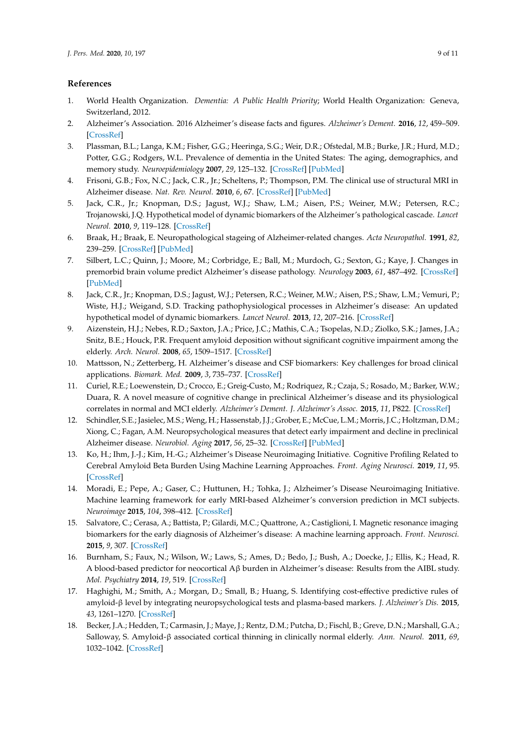## References

1. World Health Organization. *Dementia: A Public Health Priority*; World Health Organization: Geneva, Switzerland, 2012.
2. Alzheimer's Association. 2016 Alzheimer's disease facts and figures. *Alzheimer's Dement.* **2016**, *12*, 459–509. [CrossRef]
3. Plassman, B.L.; Langa, K.M.; Fisher, G.G.; Heeringa, S.G.; Weir, D.R.; Ofstedal, M.B.; Burke, J.R.; Hurd, M.D.; Potter, G.G.; Rodgers, W.L. Prevalence of dementia in the United States: The aging, demographics, and memory study. *Neuroepidemiology* **2007**, *29*, 125–132. [CrossRef] [PubMed]
4. Frisoni, G.B.; Fox, N.C.; Jack, C.R., Jr.; Scheltens, P.; Thompson, P.M. The clinical use of structural MRI in Alzheimer disease. *Nat. Rev. Neurol.* **2010**, *6*, 67. [CrossRef] [PubMed]
5. Jack, C.R., Jr.; Knopman, D.S.; Jagust, W.J.; Shaw, L.M.; Aisen, P.S.; Weiner, M.W.; Petersen, R.C.; Trojanowski, J.Q. Hypothetical model of dynamic biomarkers of the Alzheimer's pathological cascade. *Lancet Neurol.* **2010**, *9*, 119–128. [CrossRef]
6. Braak, H.; Braak, E. Neuropathological stageing of Alzheimer-related changes. *Acta Neuropathol.* **1991**, *82*, 239–259. [CrossRef] [PubMed]
7. Silbert, L.C.; Quinn, J.; Moore, M.; Corbridge, E.; Ball, M.; Murdoch, G.; Sexton, G.; Kaye, J. Changes in premorbid brain volume predict Alzheimer's disease pathology. *Neurology* **2003**, *61*, 487–492. [CrossRef] [PubMed]
8. Jack, C.R., Jr.; Knopman, D.S.; Jagust, W.J.; Petersen, R.C.; Weiner, M.W.; Aisen, P.S.; Shaw, L.M.; Vemuri, P.; Wiste, H.J.; Weigand, S.D. Tracking pathophysiological processes in Alzheimer's disease: An updated hypothetical model of dynamic biomarkers. *Lancet Neurol.* **2013**, *12*, 207–216. [CrossRef]
9. Aizenstein, H.J.; Nebes, R.D.; Saxton, J.A.; Price, J.C.; Mathis, C.A.; Tsopelas, N.D.; Ziolko, S.K.; James, J.A.; Snitz, B.E.; Houck, P.R. Frequent amyloid deposition without significant cognitive impairment among the elderly. *Arch. Neurol.* **2008**, *65*, 1509–1517. [CrossRef]
10. Mattsson, N.; Zetterberg, H. Alzheimer's disease and CSF biomarkers: Key challenges for broad clinical applications. *Biomark. Med.* **2009**, *3*, 735–737. [CrossRef]
11. Curiel, R.E.; Loewenstein, D.; Crocco, E.; Greig-Custo, M.; Rodriquez, R.; Czaja, S.; Rosado, M.; Barker, W.W.; Duara, R. A novel measure of cognitive change in preclinical Alzheimer's disease and its physiological correlates in normal and MCI elderly. *Alzheimer's Dement. J. Alzheimer's Assoc.* **2015**, *11*, P822. [CrossRef]
12. Schindler, S.E.; Jasielec, M.S.; Weng, H.; Hassenstab, J.J.; Grober, E.; McCue, L.M.; Morris, J.C.; Holtzman, D.M.; Xiong, C.; Fagan, A.M. Neuropsychological measures that detect early impairment and decline in preclinical Alzheimer disease. *Neurobiol. Aging* **2017**, *56*, 25–32. [CrossRef] [PubMed]
13. Ko, H.; Ihm, J.-J.; Kim, H.-G.; Alzheimer's Disease Neuroimaging Initiative. Cognitive Profiling Related to Cerebral Amyloid Beta Burden Using Machine Learning Approaches. *Front. Aging Neurosci.* **2019**, *11*, 95. [CrossRef]
14. Moradi, E.; Pepe, A.; Gaser, C.; Huttunen, H.; Tohka, J.; Alzheimer's Disease Neuroimaging Initiative. Machine learning framework for early MRI-based Alzheimer's conversion prediction in MCI subjects. *Neuroimage* **2015**, *104*, 398–412. [CrossRef]
15. Salvatore, C.; Cerasa, A.; Battista, P.; Gilardi, M.C.; Quattrone, A.; Castiglioni, I. Magnetic resonance imaging biomarkers for the early diagnosis of Alzheimer's disease: A machine learning approach. *Front. Neurosci.* **2015**, *9*, 307. [CrossRef]
16. Burnham, S.; Faux, N.; Wilson, W.; Laws, S.; Ames, D.; Bedo, J.; Bush, A.; Doecke, J.; Ellis, K.; Head, R. A blood-based predictor for neocortical Aβ burden in Alzheimer's disease: Results from the AIBL study. *Mol. Psychiatry* **2014**, *19*, 519. [CrossRef]
17. Haghighi, M.; Smith, A.; Morgan, D.; Small, B.; Huang, S. Identifying cost-effective predictive rules of amyloid-β level by integrating neuropsychological tests and plasma-based markers. *J. Alzheimer's Dis.* **2015**, *43*, 1261–1270. [CrossRef]
18. Becker, J.A.; Hedden, T.; Carmasin, J.; Maye, J.; Rentz, D.M.; Putcha, D.; Fischl, B.; Greve, D.N.; Marshall, G.A.; Salloway, S. Amyloid-β associated cortical thinning in clinically normal elderly. *Ann. Neurol.* **2011**, *69*, 1032–1042. [CrossRef]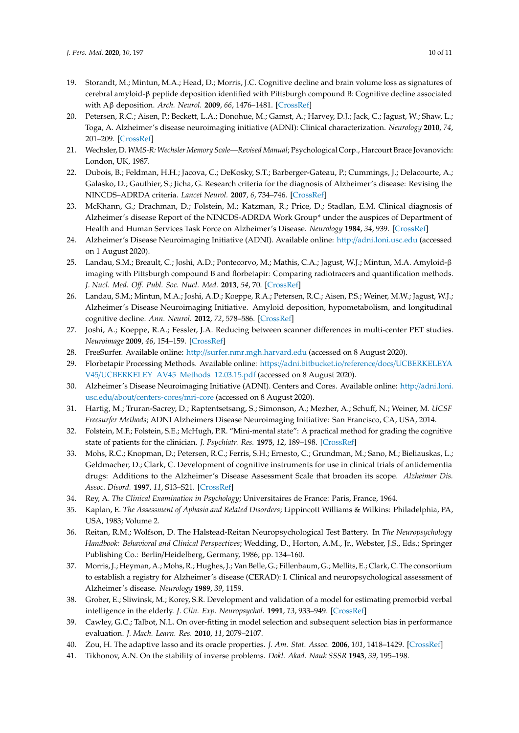19. Storandt, M.; Mintun, M.A.; Head, D.; Morris, J.C. Cognitive decline and brain volume loss as signatures of cerebral amyloid-β peptide deposition identified with Pittsburgh compound B: Cognitive decline associated with Aβ deposition. *Arch. Neurol.* **2009**, *66*, 1476–1481. [CrossRef]
20. Petersen, R.C.; Aisen, P.; Beckett, L.A.; Donohue, M.; Gamst, A.; Harvey, D.J.; Jack, C.; Jagust, W.; Shaw, L.; Toga, A. Alzheimer's disease neuroimaging initiative (ADNI): Clinical characterization. *Neurology* **2010**, *74*, 201–209. [CrossRef]
21. Wechsler, D. *WMS-R: Wechsler Memory Scale—Revised Manual*; Psychological Corp., Harcourt Brace Jovanovich: London, UK, 1987.
22. Dubois, B.; Feldman, H.H.; Jacova, C.; DeKosky, S.T.; Barberger-Gateau, P.; Cummings, J.; Delacourte, A.; Galasko, D.; Gauthier, S.; Jicha, G. Research criteria for the diagnosis of Alzheimer's disease: Revising the NINCDS–ADRDA criteria. *Lancet Neurol.* **2007**, *6*, 734–746. [CrossRef]
23. McKhann, G.; Drachman, D.; Folstein, M.; Katzman, R.; Price, D.; Stadlan, E.M. Clinical diagnosis of Alzheimer's disease Report of the NINCDS-ADRDA Work Group* under the auspices of Department of Health and Human Services Task Force on Alzheimer's Disease. *Neurology* **1984**, *34*, 939. [CrossRef]
24. Alzheimer's Disease Neuroimaging Initiative (ADNI). Available online: http://adni.loni.usc.edu (accessed on 1 August 2020).
25. Landau, S.M.; Breault, C.; Joshi, A.D.; Pontecorvo, M.; Mathis, C.A.; Jagust, W.J.; Mintun, M.A. Amyloid-β imaging with Pittsburgh compound B and florbetapir: Comparing radiotracers and quantification methods. *J. Nucl. Med. Off. Publ. Soc. Nucl. Med.* **2013**, *54*, 70. [CrossRef]
26. Landau, S.M.; Mintun, M.A.; Joshi, A.D.; Koeppe, R.A.; Petersen, R.C.; Aisen, P.S.; Weiner, M.W.; Jagust, W.J.; Alzheimer's Disease Neuroimaging Initiative. Amyloid deposition, hypometabolism, and longitudinal cognitive decline. *Ann. Neurol.* **2012**, *72*, 578–586. [CrossRef]
27. Joshi, A.; Koeppe, R.A.; Fessler, J.A. Reducing between scanner differences in multi-center PET studies. *Neuroimage* **2009**, *46*, 154–159. [CrossRef]
28. FreeSurfer. Available online: http://surfer.nmr.mgh.harvard.edu (accessed on 8 August 2020).
29. Florbetapir Processing Methods. Available online: https://adni.bitbucket.io/reference/docs/UCBERKELEYAV45/UCBERKELEY_AV45_Methods_12.03.15.pdf (accessed on 8 August 2020).
30. Alzheimer's Disease Neuroimaging Initiative (ADNI). Centers and Cores. Available online: http://adni.loni.usc.edu/about/centers-cores/mri-core (accessed on 8 August 2020).
31. Hartig, M.; Truran-Sacrey, D.; Raptentsetsang, S.; Simonson, A.; Mezher, A.; Schuff, N.; Weiner, M. *UCSF Freesurfer Methods*; ADNI Alzheimers Disease Neuroimaging Initiative: San Francisco, CA, USA, 2014.
32. Folstein, M.F.; Folstein, S.E.; McHugh, P.R. "Mini-mental state": A practical method for grading the cognitive state of patients for the clinician. *J. Psychiatr. Res.* **1975**, *12*, 189–198. [CrossRef]
33. Mohs, R.C.; Knopman, D.; Petersen, R.C.; Ferris, S.H.; Ernesto, C.; Grundman, M.; Sano, M.; Bieliauskas, L.; Geldmacher, D.; Clark, C. Development of cognitive instruments for use in clinical trials of antidementia drugs: Additions to the Alzheimer's Disease Assessment Scale that broaden its scope. *Alzheimer Dis. Assoc. Disord.* **1997**, *11*, S13–S21. [CrossRef]
34. Rey, A. *The Clinical Examination in Psychology*; Universitaires de France: Paris, France, 1964.
35. Kaplan, E. *The Assessment of Aphasia and Related Disorders*; Lippincott Williams & Wilkins: Philadelphia, PA, USA, 1983; Volume 2.
36. Reitan, R.M.; Wolfson, D. The Halstead-Reitan Neuropsychological Test Battery. In *The Neuropsychology Handbook: Behavioral and Clinical Perspectives*; Wedding, D., Horton, A.M., Jr., Webster, J.S., Eds.; Springer Publishing Co.: Berlin/Heidelberg, Germany, 1986; pp. 134–160.
37. Morris, J.; Heyman, A.; Mohs, R.; Hughes, J.; Van Belle, G.; Fillenbaum, G.; Mellits, E.; Clark, C. The consortium to establish a registry for Alzheimer's disease (CERAD): I. Clinical and neuropsychological assessment of Alzheimer's disease. *Neurology* **1989**, *39*, 1159.
38. Grober, E.; Sliwinsk, M.; Korey, S.R. Development and validation of a model for estimating premorbid verbal intelligence in the elderly. *J. Clin. Exp. Neuropsychol.* **1991**, *13*, 933–949. [CrossRef]
39. Cawley, G.C.; Talbot, N.L. On over-fitting in model selection and subsequent selection bias in performance evaluation. *J. Mach. Learn. Res.* **2010**, *11*, 2079–2107.
40. Zou, H. The adaptive lasso and its oracle properties. *J. Am. Stat. Assoc.* **2006**, *101*, 1418–1429. [CrossRef]
41. Tikhonov, A.N. On the stability of inverse problems. *Dokl. Akad. Nauk SSSR* **1943**, *39*, 195–198.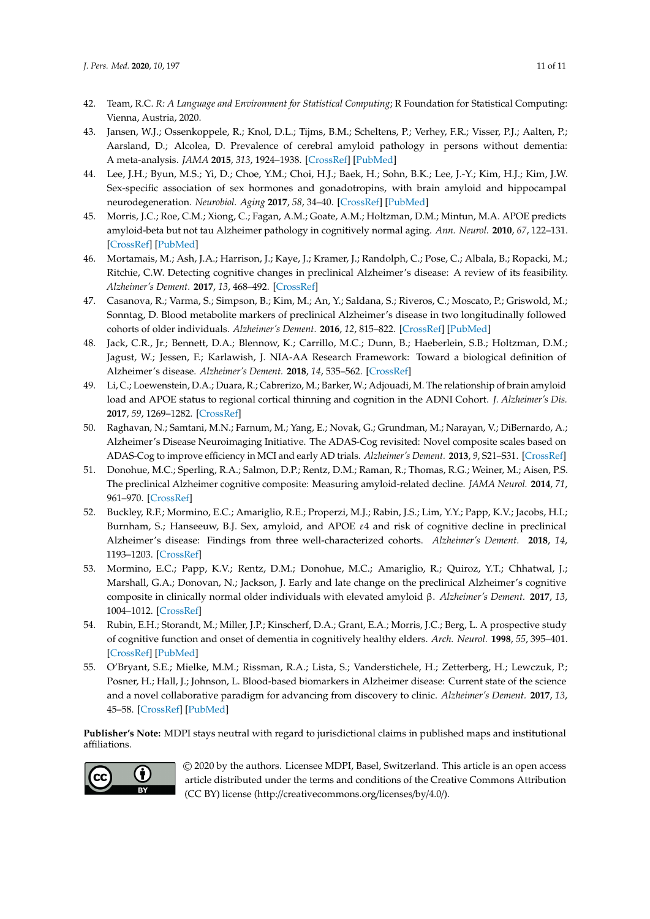42. Team, R.C. *R: A Language and Environment for Statistical Computing*; R Foundation for Statistical Computing: Vienna, Austria, 2020.
43. Jansen, W.J.; Ossenkoppele, R.; Knol, D.L.; Tijms, B.M.; Scheltens, P.; Verhey, F.R.; Visser, P.J.; Aalten, P.; Aarsland, D.; Alcolea, D. Prevalence of cerebral amyloid pathology in persons without dementia: A meta-analysis. *JAMA* **2015**, *313*, 1924–1938. [CrossRef] [PubMed]
44. Lee, J.H.; Byun, M.S.; Yi, D.; Choe, Y.M.; Choi, H.J.; Baek, H.; Sohn, B.K.; Lee, J.-Y.; Kim, H.J.; Kim, J.W. Sex-specific association of sex hormones and gonadotropins, with brain amyloid and hippocampal neurodegeneration. *Neurobiol. Aging* **2017**, *58*, 34–40. [CrossRef] [PubMed]
45. Morris, J.C.; Roe, C.M.; Xiong, C.; Fagan, A.M.; Goate, A.M.; Holtzman, D.M.; Mintun, M.A. APOE predicts amyloid-beta but not tau Alzheimer pathology in cognitively normal aging. *Ann. Neurol.* **2010**, *67*, 122–131. [CrossRef] [PubMed]
46. Mortamais, M.; Ash, J.A.; Harrison, J.; Kaye, J.; Kramer, J.; Randolph, C.; Pose, C.; Albala, B.; Ropacki, M.; Ritchie, C.W. Detecting cognitive changes in preclinical Alzheimer's disease: A review of its feasibility. *Alzheimer's Dement.* **2017**, *13*, 468–492. [CrossRef]
47. Casanova, R.; Varma, S.; Simpson, B.; Kim, M.; An, Y.; Saldana, S.; Riveros, C.; Moscato, P.; Griswold, M.; Sonntag, D. Blood metabolite markers of preclinical Alzheimer's disease in two longitudinally followed cohorts of older individuals. *Alzheimer's Dement.* **2016**, *12*, 815–822. [CrossRef] [PubMed]
48. Jack, C.R., Jr.; Bennett, D.A.; Blennow, K.; Carrillo, M.C.; Dunn, B.; Haeberlein, S.B.; Holtzman, D.M.; Jagust, W.; Jessen, F.; Karlawish, J. NIA-AA Research Framework: Toward a biological definition of Alzheimer's disease. *Alzheimer's Dement.* **2018**, *14*, 535–562. [CrossRef]
49. Li, C.; Loewenstein, D.A.; Duara, R.; Cabrerizo, M.; Barker, W.; Adjouadi, M. The relationship of brain amyloid load and APOE status to regional cortical thinning and cognition in the ADNI Cohort. *J. Alzheimer's Dis.* **2017**, *59*, 1269–1282. [CrossRef]
50. Raghavan, N.; Samtani, M.N.; Farnum, M.; Yang, E.; Novak, G.; Grundman, M.; Narayan, V.; DiBernardo, A.; Alzheimer's Disease Neuroimaging Initiative. The ADAS-Cog revisited: Novel composite scales based on ADAS-Cog to improve efficiency in MCI and early AD trials. *Alzheimer's Dement.* **2013**, *9*, S21–S31. [CrossRef]
51. Donohue, M.C.; Sperling, R.A.; Salmon, D.P.; Rentz, D.M.; Raman, R.; Thomas, R.G.; Weiner, M.; Aisen, P.S. The preclinical Alzheimer cognitive composite: Measuring amyloid-related decline. *JAMA Neurol.* **2014**, *71*, 961–970. [CrossRef]
52. Buckley, R.F.; Mormino, E.C.; Amariglio, R.E.; Properzi, M.J.; Rabin, J.S.; Lim, Y.Y.; Papp, K.V.; Jacobs, H.I.; Burnham, S.; Hanseeuw, B.J. Sex, amyloid, and APOE ε4 and risk of cognitive decline in preclinical Alzheimer's disease: Findings from three well-characterized cohorts. *Alzheimer's Dement.* **2018**, *14*, 1193–1203. [CrossRef]
53. Mormino, E.C.; Papp, K.V.; Rentz, D.M.; Donohue, M.C.; Amariglio, R.; Quiroz, Y.T.; Chhatwal, J.; Marshall, G.A.; Donovan, N.; Jackson, J. Early and late change on the preclinical Alzheimer's cognitive composite in clinically normal older individuals with elevated amyloid β. *Alzheimer's Dement.* **2017**, *13*, 1004–1012. [CrossRef]
54. Rubin, E.H.; Storandt, M.; Miller, J.P.; Kinscherf, D.A.; Grant, E.A.; Morris, J.C.; Berg, L. A prospective study of cognitive function and onset of dementia in cognitively healthy elders. *Arch. Neurol.* **1998**, *55*, 395–401. [CrossRef] [PubMed]
55. O'Bryant, S.E.; Mielke, M.M.; Rissman, R.A.; Lista, S.; Vanderstichele, H.; Zetterberg, H.; Lewczuk, P.; Posner, H.; Hall, J.; Johnson, L. Blood-based biomarkers in Alzheimer disease: Current state of the science and a novel collaborative paradigm for advancing from discovery to clinic. *Alzheimer's Dement.* **2017**, *13*, 45–58. [CrossRef] [PubMed]

**Publisher's Note:** MDPI stays neutral with regard to jurisdictional claims in published maps and institutional affiliations.

© 2020 by the authors. Licensee MDPI, Basel, Switzerland. This article is an open access article distributed under the terms and conditions of the Creative Commons Attribution (CC BY) license (http://creativecommons.org/licenses/by/4.0/).